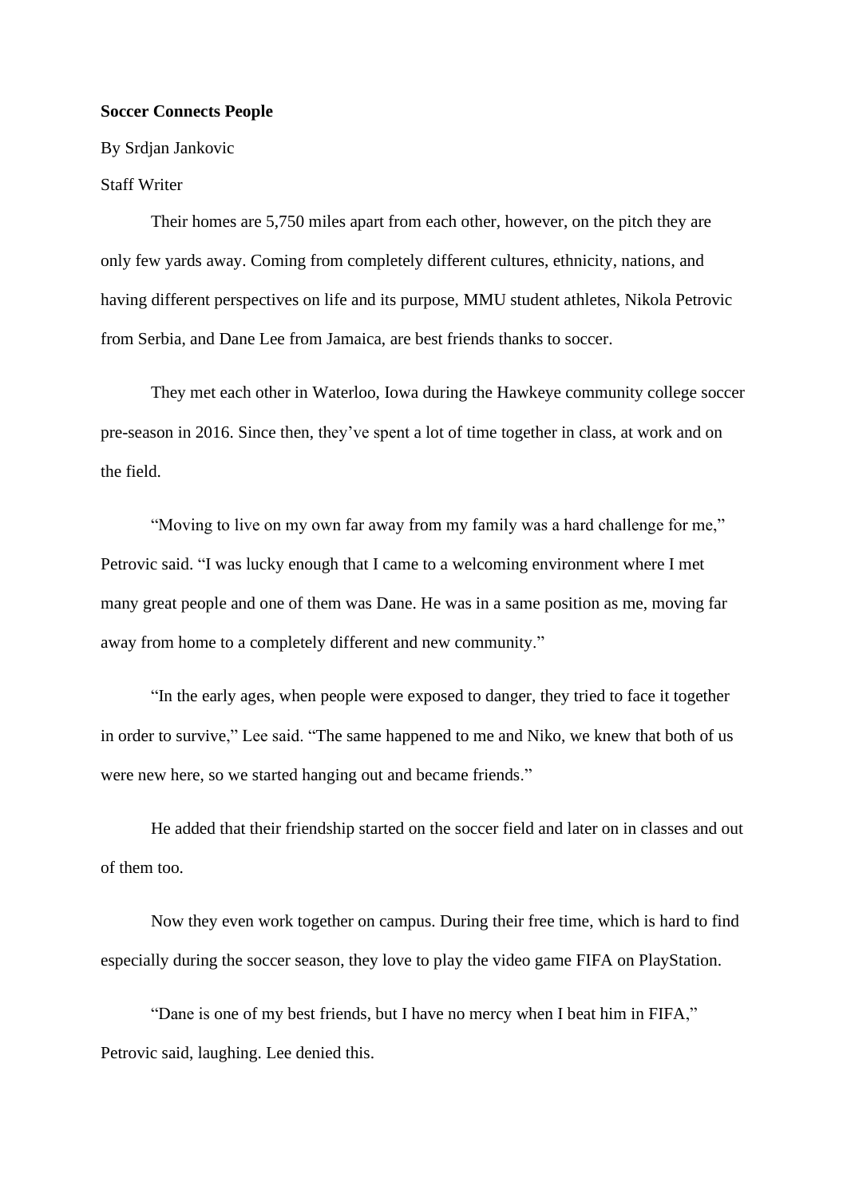**Soccer Connects People**

By Srdjan Jankovic

Staff Writer

Their homes are 5,750 miles apart from each other, however, on the pitch they are only few yards away. Coming from completely different cultures, ethnicity, nations, and having different perspectives on life and its purpose, MMU student athletes, Nikola Petrovic from Serbia, and Dane Lee from Jamaica, are best friends thanks to soccer.

They met each other in Waterloo, Iowa during the Hawkeye community college soccer pre-season in 2016. Since then, they've spent a lot of time together in class, at work and on the field.

"Moving to live on my own far away from my family was a hard challenge for me," Petrovic said. "I was lucky enough that I came to a welcoming environment where I met many great people and one of them was Dane. He was in a same position as me, moving far away from home to a completely different and new community."

"In the early ages, when people were exposed to danger, they tried to face it together in order to survive," Lee said. "The same happened to me and Niko, we knew that both of us were new here, so we started hanging out and became friends."

He added that their friendship started on the soccer field and later on in classes and out of them too.

Now they even work together on campus. During their free time, which is hard to find especially during the soccer season, they love to play the video game FIFA on PlayStation.

"Dane is one of my best friends, but I have no mercy when I beat him in FIFA," Petrovic said, laughing. Lee denied this.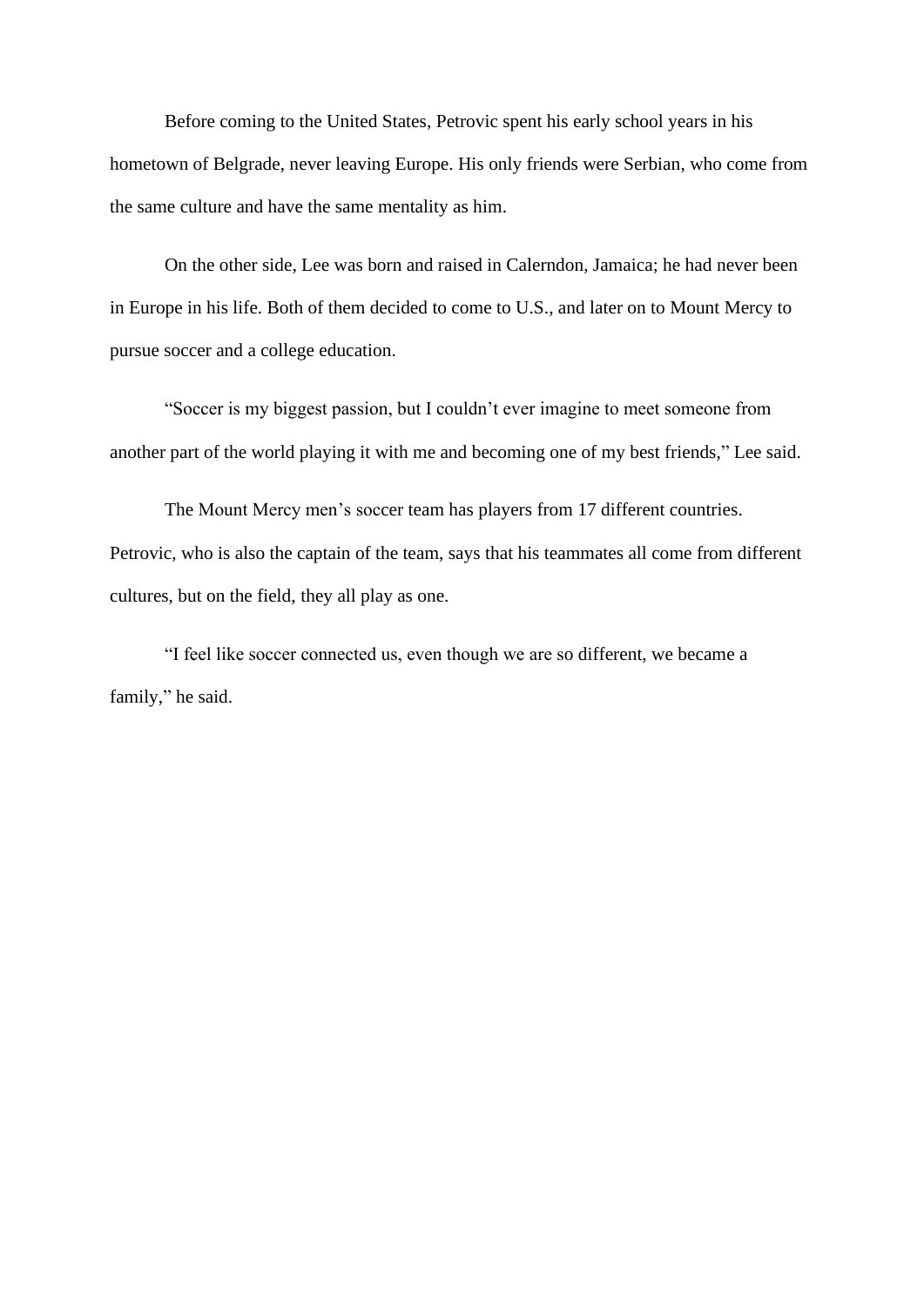Before coming to the United States, Petrovic spent his early school years in his hometown of Belgrade, never leaving Europe. His only friends were Serbian, who come from the same culture and have the same mentality as him.

On the other side, Lee was born and raised in Calerndon, Jamaica; he had never been in Europe in his life. Both of them decided to come to U.S., and later on to Mount Mercy to pursue soccer and a college education.

“Soccer is my biggest passion, but I couldn’t ever imagine to meet someone from another part of the world playing it with me and becoming one of my best friends,” Lee said.

The Mount Mercy men’s soccer team has players from 17 different countries. Petrovic, who is also the captain of the team, says that his teammates all come from different cultures, but on the field, they all play as one.

“I feel like soccer connected us, even though we are so different, we became a family,” he said.